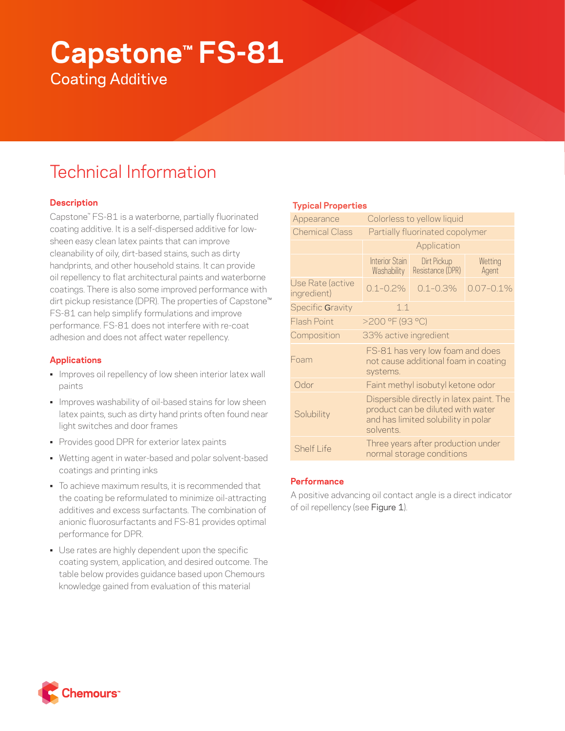# Capstone™ FS-81

## Coating Additive

## Technical Information

### Description

Capstone™ FS-81 is a waterborne, partially fluorinated coating additive. It is a self-dispersed additive for low-sheen easy clean latex paints that can improve cleanability of oily, dirt-based stains, such as dirty handprints, and other household stains. It can provide oil repellency to flat architectural paints and waterborne coatings. There is also some improved performance with dirt pickup resistance (DPR). The properties of Capstone™ FS-81 can help simplify formulations and improve performance. FS-81 does not interfere with re-coat adhesion and does not affect water repellency.

### Applications

- Improves oil repellency of low sheen interior latex wall paints
- Improves washability of oil-based stains for low sheen latex paints, such as dirty hand prints often found near light switches and door frames
- Provides good DPR for exterior latex paints
- Wetting agent in water-based and polar solvent-based coatings and printing inks
- To achieve maximum results, it is recommended that the coating be reformulated to minimize oil-attracting additives and excess surfactants. The combination of anionic fluorosurfactants and FS-81 provides optimal performance for DPR.
- Use rates are highly dependent upon the specific coating system, application, and desired outcome. The table below provides guidance based upon Chemours knowledge gained from evaluation of this material

### Typical Properties

| | | | |
|---|---|---|---|
| Appearance | Colorless to yellow liquid | | |
| Chemical Class | Partially fluorinated copolymer | | |
| | Application | | |
| | Interior Stain Washability | Dirt Pickup Resistance (DPR) | Wetting Agent |
| Use Rate (active ingredient) | 0.1–0.2% | 0.1–0.3% | 0.07–0.1% |
| Specific Gravity | 1.1 | | |
| Flash Point | >200 °F (93 °C) | | |
| Composition | 33% active ingredient | | |
| Foam | FS-81 has very low foam and does not cause additional foam in coating systems. | | |
| Odor | Faint methyl isobutyl ketone odor | | |
| Solubility | Dispersible directly in latex paint. The product can be diluted with water and has limited solubility in polar solvents. | | |
| Shelf Life | Three years after production under normal storage conditions | | |

### Performance

A positive advancing oil contact angle is a direct indicator of oil repellency (see Figure 1).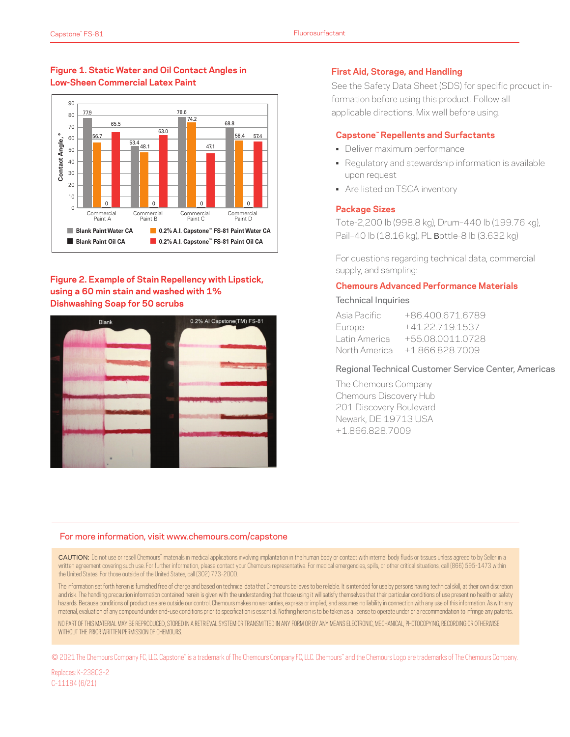## Figure 1. Static Water and Oil Contact Angles in Low-Sheen Commercial Latex Paint

Contact Angle, °

90
80
70
60
50
40
30
20
10
0

77.9
56.7
65.5
0
53.4
48.1
63.0
0
78.6
74.2
47.1
0
68.8
58.4
57.4
0

Commercial Paint A
Commercial Paint B
Commercial Paint C
Commercial Paint D

Blank Paint Water CA
0.2% A.I. Capstone™ FS-81 Paint Water CA
Blank Paint Oil CA
0.2% A.I. Capstone™ FS-81 Paint Oil CA

## Figure 2. Example of Stain Repellency with Lipstick, using a 60 min stain and washed with 1% Dishwashing Soap for 50 scrubs

Blank
0.2% AI Capstone(TM) FS-81

## First Aid, Storage, and Handling

See the Safety Data Sheet (SDS) for specific product information before using this product. Follow all applicable directions. Mix well before using.

## Capstone™ Repellents and Surfactants

- Deliver maximum performance
- Regulatory and stewardship information is available upon request
- Are listed on TSCA inventory

## Package Sizes

Tote-2,200 lb (998.8 kg), Drum-440 lb (199.76 kg), Pail-40 lb (18.16 kg), PL Bottle-8 lb (3.632 kg)

For questions regarding technical data, commercial supply, and sampling:

## Chemours Advanced Performance Materials

Technical Inquiries

| | |
|---|---|
| Asia Pacific | +86.400.671.6789 |
| Europe | +41.22.719.1537 |
| Latin America | +55.08.0011.0728 |
| North America | +1.866.828.7009 |

Regional Technical Customer Service Center, Americas

The Chemours Company
Chemours Discovery Hub
201 Discovery Boulevard
Newark, DE 19713 USA
+1.866.828.7009

For more information, visit www.chemours.com/capstone

CAUTION: Do not use or resell Chemours™ materials in medical applications involving implantation in the human body or contact with internal body fluids or tissues unless agreed to by Seller in a written agreement covering such use. For further information, please contact your Chemours representative. For medical emergencies, spills, or other critical situations, call (866) 595-1473 within the United States. For those outside of the United States, call (302) 773-2000.

The information set forth herein is furnished free of charge and based on technical data that Chemours believes to be reliable. It is intended for use by persons having technical skill, at their own discretion and risk. The handling precaution information contained herein is given with the understanding that those using it will satisfy themselves that their particular conditions of use present no health or safety hazards. Because conditions of product use are outside our control, Chemours makes no warranties, express or implied, and assumes no liability in connection with any use of this information. As with any material, evaluation of any compound under end-use conditions prior to specification is essential. Nothing herein is to be taken as a license to operate under or a recommendation to infringe any patents.

NO PART OF THIS MATERIAL MAY BE REPRODUCED, STORED IN A RETRIEVAL SYSTEM OR TRANSMITTED IN ANY FORM OR BY ANY MEANS ELECTRONIC, MECHANICAL, PHOTOCOPYING, RECORDING OR OTHERWISE WITHOUT THE PRIOR WRITTEN PERMISSION OF CHEMOURS.

© 2021 The Chemours Company FC, LLC. Capstone™ is a trademark of The Chemours Company FC, LLC. Chemours™ and the Chemours Logo are trademarks of The Chemours Company.

Replaces: K-23803-2
C-11184 (6/21)